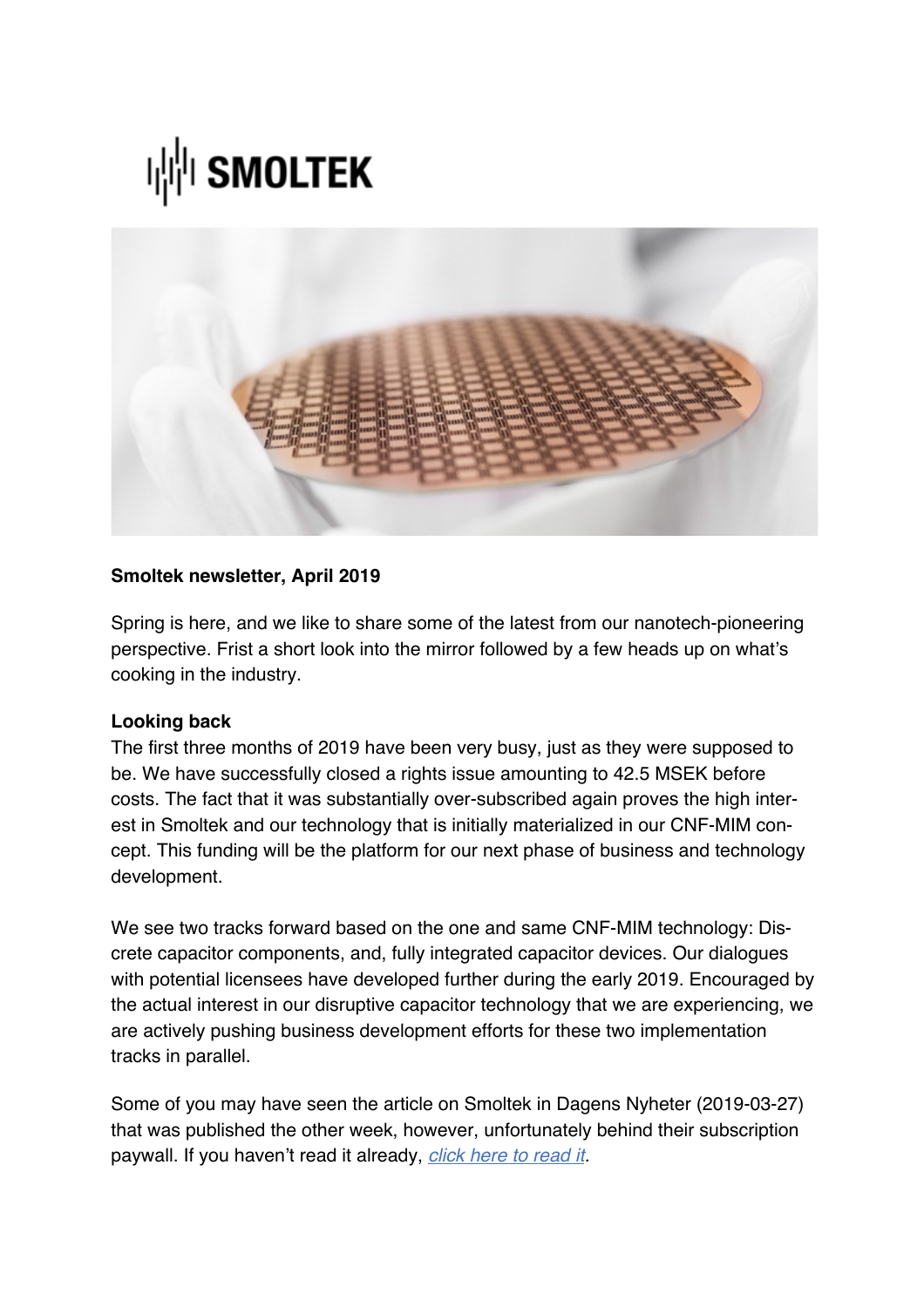**SMOLTEK**

**Smoltek newsletter, April 2019**

Spring is here, and we like to share some of the latest from our nanotech-pioneering perspective. Frist a short look into the mirror followed by a few heads up on what's cooking in the industry.

**Looking back**

The first three months of 2019 have been very busy, just as they were supposed to be. We have successfully closed a rights issue amounting to 42.5 MSEK before costs. The fact that it was substantially over-subscribed again proves the high interest in Smoltek and our technology that is initially materialized in our CNF-MIM concept. This funding will be the platform for our next phase of business and technology development.

We see two tracks forward based on the one and same CNF-MIM technology: Discrete capacitor components, and, fully integrated capacitor devices. Our dialogues with potential licensees have developed further during the early 2019. Encouraged by the actual interest in our disruptive capacitor technology that we are experiencing, we are actively pushing business development efforts for these two implementation tracks in parallel.

Some of you may have seen the article on Smoltek in Dagens Nyheter (2019-03-27) that was published the other week, however, unfortunately behind their subscription paywall. If you haven't read it already, *click here to read it*.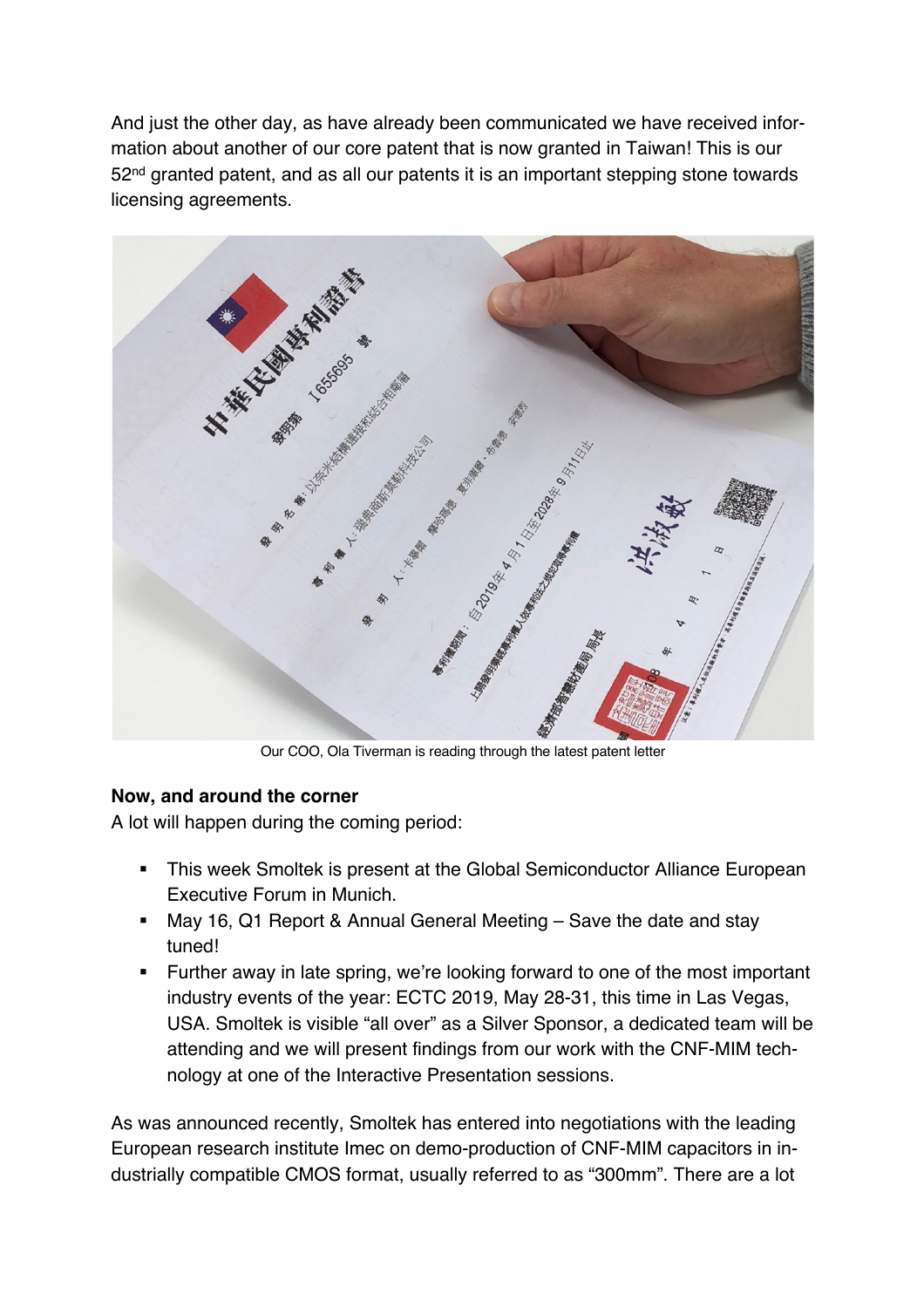And just the other day, as have already been communicated we have received information about another of our core patent that is now granted in Taiwan! This is our 52nd granted patent, and as all our patents it is an important stepping stone towards licensing agreements.

Our COO, Ola Tiverman is reading through the latest patent letter

**Now, and around the corner**

A lot will happen during the coming period:

- This week Smoltek is present at the Global Semiconductor Alliance European Executive Forum in Munich.
- May 16, Q1 Report & Annual General Meeting – Save the date and stay tuned!
- Further away in late spring, we're looking forward to one of the most important industry events of the year: ECTC 2019, May 28-31, this time in Las Vegas, USA. Smoltek is visible "all over" as a Silver Sponsor, a dedicated team will be attending and we will present findings from our work with the CNF-MIM technology at one of the Interactive Presentation sessions.

As was announced recently, Smoltek has entered into negotiations with the leading European research institute Imec on demo-production of CNF-MIM capacitors in industrially compatible CMOS format, usually referred to as "300mm". There are a lot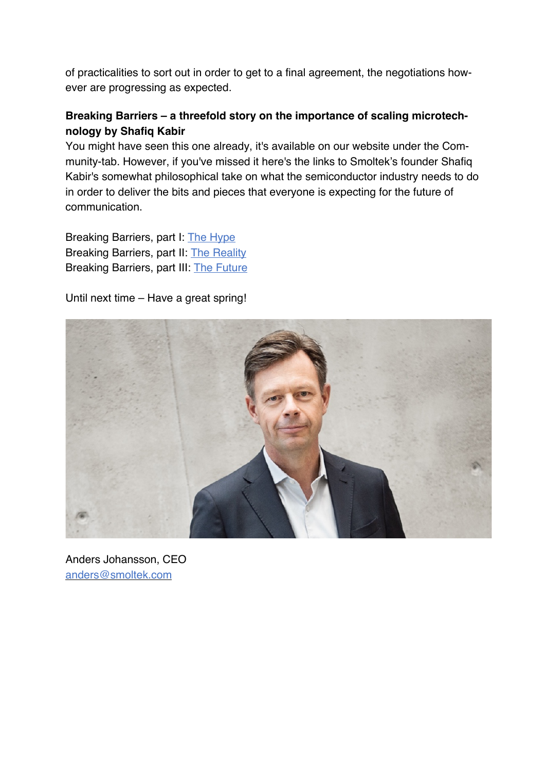of practicalities to sort out in order to get to a final agreement, the negotiations however are progressing as expected.

**Breaking Barriers – a threefold story on the importance of scaling microtechnology by Shafiq Kabir**

You might have seen this one already, it's available on our website under the Community-tab. However, if you've missed it here's the links to Smoltek's founder Shafiq Kabir's somewhat philosophical take on what the semiconductor industry needs to do in order to deliver the bits and pieces that everyone is expecting for the future of communication.

Breaking Barriers, part I: The Hype
Breaking Barriers, part II: The Reality
Breaking Barriers, part III: The Future

Until next time – Have a great spring!

Anders Johansson, CEO
anders@smoltek.com